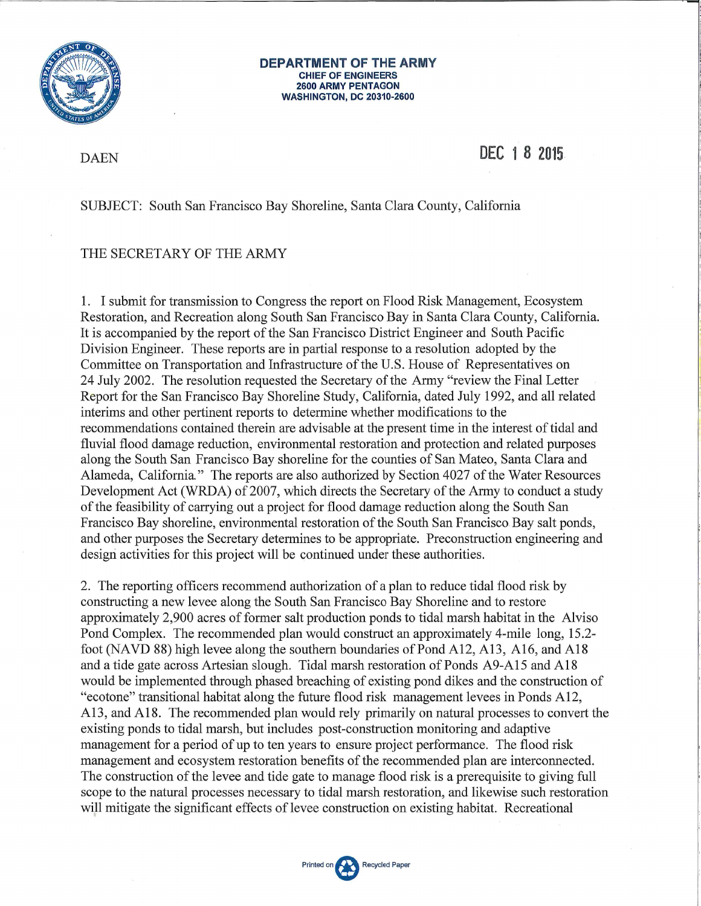**DEPARTMENT OF THE ARMY**
**CHIEF OF ENGINEERS**
**2600 ARMY PENTAGON**
**WASHINGTON, DC 20310-2600**

DAEN

DEC 1 8 2015

SUBJECT: South San Francisco Bay Shoreline, Santa Clara County, California

THE SECRETARY OF THE ARMY

1. I submit for transmission to Congress the report on Flood Risk Management, Ecosystem Restoration, and Recreation along South San Francisco Bay in Santa Clara County, California. It is accompanied by the report of the San Francisco District Engineer and South Pacific Division Engineer. These reports are in partial response to a resolution adopted by the Committee on Transportation and Infrastructure of the U.S. House of Representatives on 24 July 2002. The resolution requested the Secretary of the Army "review the Final Letter Report for the San Francisco Bay Shoreline Study, California, dated July 1992, and all related interims and other pertinent reports to determine whether modifications to the recommendations contained therein are advisable at the present time in the interest of tidal and fluvial flood damage reduction, environmental restoration and protection and related purposes along the South San Francisco Bay shoreline for the counties of San Mateo, Santa Clara and Alameda, California." The reports are also authorized by Section 4027 of the Water Resources Development Act (WRDA) of 2007, which directs the Secretary of the Army to conduct a study of the feasibility of carrying out a project for flood damage reduction along the South San Francisco Bay shoreline, environmental restoration of the South San Francisco Bay salt ponds, and other purposes the Secretary determines to be appropriate. Preconstruction engineering and design activities for this project will be continued under these authorities.

2. The reporting officers recommend authorization of a plan to reduce tidal flood risk by constructing a new levee along the South San Francisco Bay Shoreline and to restore approximately 2,900 acres of former salt production ponds to tidal marsh habitat in the Alviso Pond Complex. The recommended plan would construct an approximately 4-mile long, 15.2-foot (NAVD 88) high levee along the southern boundaries of Pond A12, A13, A16, and A18 and a tide gate across Artesian slough. Tidal marsh restoration of Ponds A9-A15 and A18 would be implemented through phased breaching of existing pond dikes and the construction of "ecotone" transitional habitat along the future flood risk management levees in Ponds A12, A13, and A18. The recommended plan would rely primarily on natural processes to convert the existing ponds to tidal marsh, but includes post-construction monitoring and adaptive management for a period of up to ten years to ensure project performance. The flood risk management and ecosystem restoration benefits of the recommended plan are interconnected. The construction of the levee and tide gate to manage flood risk is a prerequisite to giving full scope to the natural processes necessary to tidal marsh restoration, and likewise such restoration will mitigate the significant effects of levee construction on existing habitat. Recreational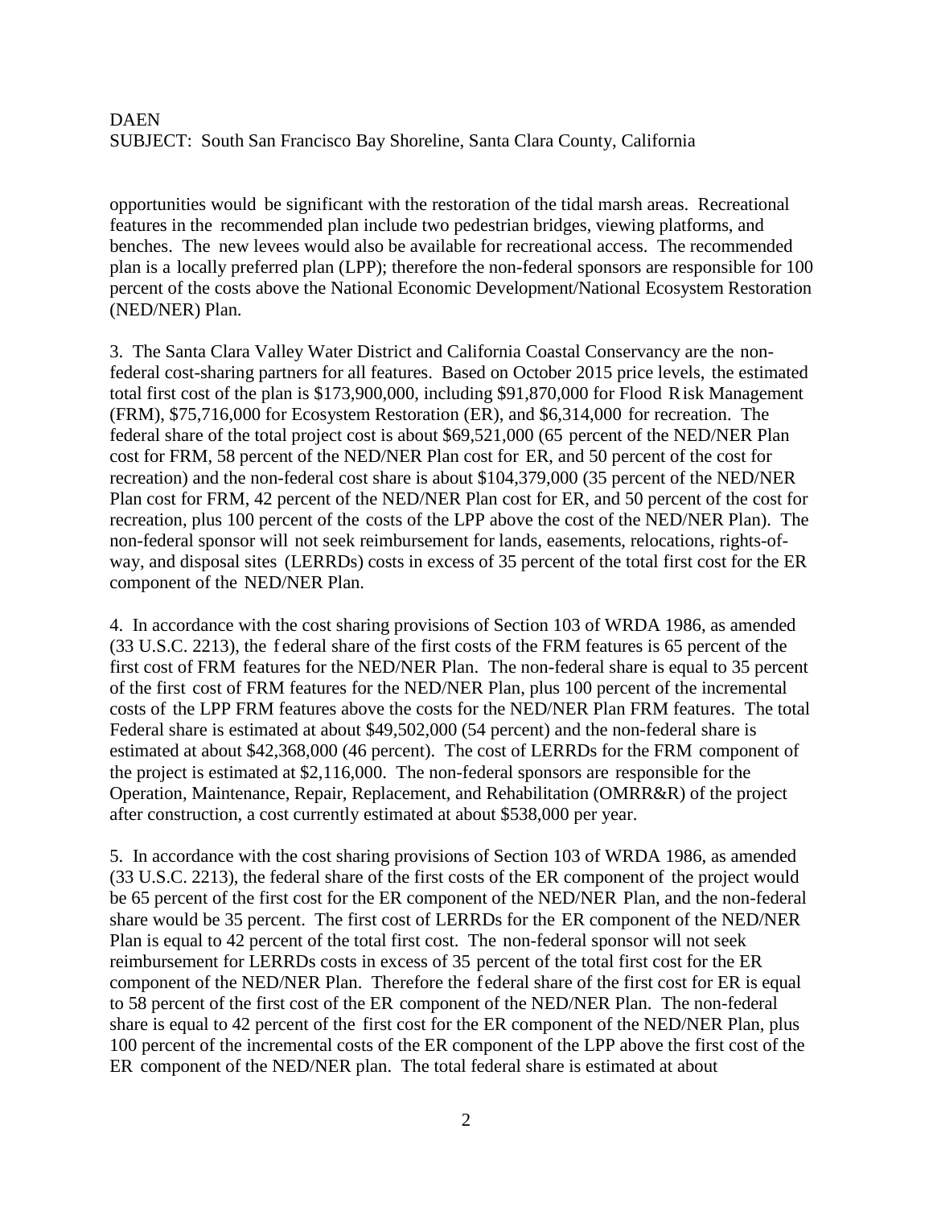opportunities would be significant with the restoration of the tidal marsh areas. Recreational features in the recommended plan include two pedestrian bridges, viewing platforms, and benches. The new levees would also be available for recreational access. The recommended plan is a locally preferred plan (LPP); therefore the non-federal sponsors are responsible for 100 percent of the costs above the National Economic Development/National Ecosystem Restoration (NED/NER) Plan.

3. The Santa Clara Valley Water District and California Coastal Conservancy are the non-federal cost-sharing partners for all features. Based on October 2015 price levels, the estimated total first cost of the plan is $173,900,000, including $91,870,000 for Flood Risk Management (FRM), $75,716,000 for Ecosystem Restoration (ER), and $6,314,000 for recreation. The federal share of the total project cost is about $69,521,000 (65 percent of the NED/NER Plan cost for FRM, 58 percent of the NED/NER Plan cost for ER, and 50 percent of the cost for recreation) and the non-federal cost share is about $104,379,000 (35 percent of the NED/NER Plan cost for FRM, 42 percent of the NED/NER Plan cost for ER, and 50 percent of the cost for recreation, plus 100 percent of the costs of the LPP above the cost of the NED/NER Plan). The non-federal sponsor will not seek reimbursement for lands, easements, relocations, rights-of-way, and disposal sites (LERRDs) costs in excess of 35 percent of the total first cost for the ER component of the NED/NER Plan.

4. In accordance with the cost sharing provisions of Section 103 of WRDA 1986, as amended (33 U.S.C. 2213), the federal share of the first costs of the FRM features is 65 percent of the first cost of FRM features for the NED/NER Plan. The non-federal share is equal to 35 percent of the first cost of FRM features for the NED/NER Plan, plus 100 percent of the incremental costs of the LPP FRM features above the costs for the NED/NER Plan FRM features. The total Federal share is estimated at about $49,502,000 (54 percent) and the non-federal share is estimated at about $42,368,000 (46 percent). The cost of LERRDs for the FRM component of the project is estimated at $2,116,000. The non-federal sponsors are responsible for the Operation, Maintenance, Repair, Replacement, and Rehabilitation (OMRR&R) of the project after construction, a cost currently estimated at about $538,000 per year.

5. In accordance with the cost sharing provisions of Section 103 of WRDA 1986, as amended (33 U.S.C. 2213), the federal share of the first costs of the ER component of the project would be 65 percent of the first cost for the ER component of the NED/NER Plan, and the non-federal share would be 35 percent. The first cost of LERRDs for the ER component of the NED/NER Plan is equal to 42 percent of the total first cost. The non-federal sponsor will not seek reimbursement for LERRDs costs in excess of 35 percent of the total first cost for the ER component of the NED/NER Plan. Therefore the federal share of the first cost for ER is equal to 58 percent of the first cost of the ER component of the NED/NER Plan. The non-federal share is equal to 42 percent of the first cost for the ER component of the NED/NER Plan, plus 100 percent of the incremental costs of the ER component of the LPP above the first cost of the ER component of the NED/NER plan. The total federal share is estimated at about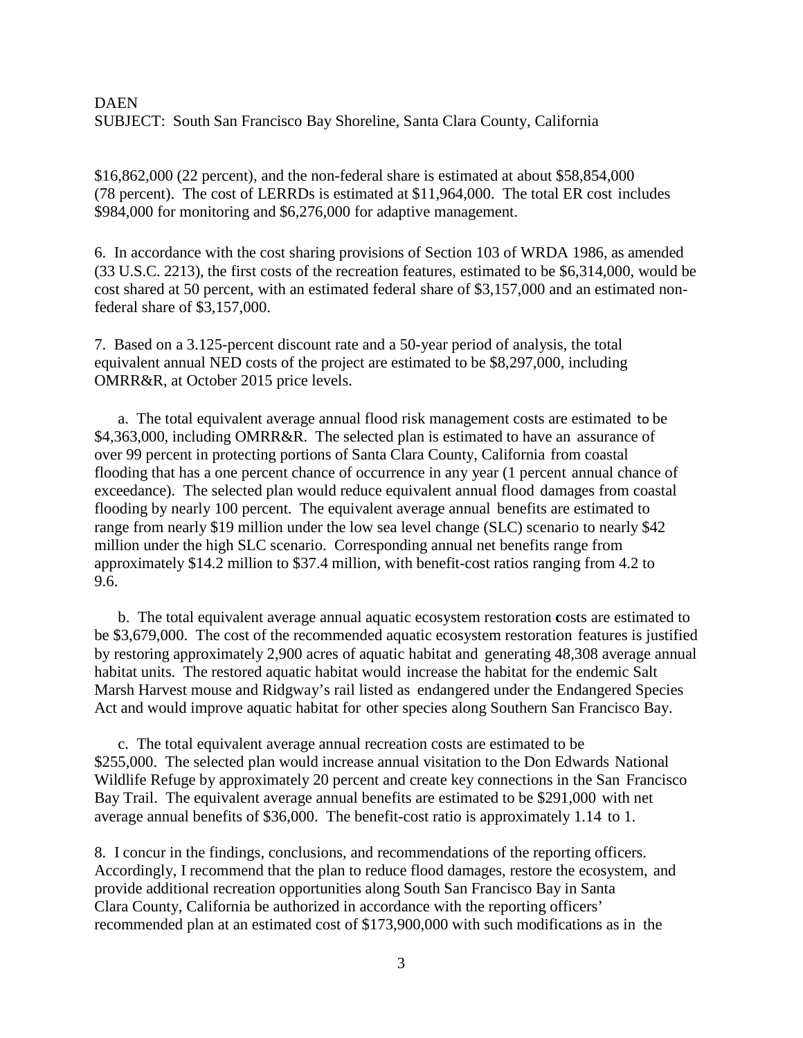$16,862,000 (22 percent), and the non-federal share is estimated at about $58,854,000 (78 percent). The cost of LERRDs is estimated at $11,964,000. The total ER cost includes $984,000 for monitoring and $6,276,000 for adaptive management.

6. In accordance with the cost sharing provisions of Section 103 of WRDA 1986, as amended (33 U.S.C. 2213), the first costs of the recreation features, estimated to be $6,314,000, would be cost shared at 50 percent, with an estimated federal share of $3,157,000 and an estimated non-federal share of $3,157,000.

7. Based on a 3.125-percent discount rate and a 50-year period of analysis, the total equivalent annual NED costs of the project are estimated to be $8,297,000, including OMRR&R, at October 2015 price levels.

a. The total equivalent average annual flood risk management costs are estimated to be $4,363,000, including OMRR&R. The selected plan is estimated to have an assurance of over 99 percent in protecting portions of Santa Clara County, California from coastal flooding that has a one percent chance of occurrence in any year (1 percent annual chance of exceedance). The selected plan would reduce equivalent annual flood damages from coastal flooding by nearly 100 percent. The equivalent average annual benefits are estimated to range from nearly $19 million under the low sea level change (SLC) scenario to nearly $42 million under the high SLC scenario. Corresponding annual net benefits range from approximately $14.2 million to $37.4 million, with benefit-cost ratios ranging from 4.2 to 9.6.

b. The total equivalent average annual aquatic ecosystem restoration costs are estimated to be $3,679,000. The cost of the recommended aquatic ecosystem restoration features is justified by restoring approximately 2,900 acres of aquatic habitat and generating 48,308 average annual habitat units. The restored aquatic habitat would increase the habitat for the endemic Salt Marsh Harvest mouse and Ridgway's rail listed as endangered under the Endangered Species Act and would improve aquatic habitat for other species along Southern San Francisco Bay.

c. The total equivalent average annual recreation costs are estimated to be $255,000. The selected plan would increase annual visitation to the Don Edwards National Wildlife Refuge by approximately 20 percent and create key connections in the San Francisco Bay Trail. The equivalent average annual benefits are estimated to be $291,000 with net average annual benefits of $36,000. The benefit-cost ratio is approximately 1.14 to 1.

8. I concur in the findings, conclusions, and recommendations of the reporting officers. Accordingly, I recommend that the plan to reduce flood damages, restore the ecosystem, and provide additional recreation opportunities along South San Francisco Bay in Santa Clara County, California be authorized in accordance with the reporting officers' recommended plan at an estimated cost of $173,900,000 with such modifications as in the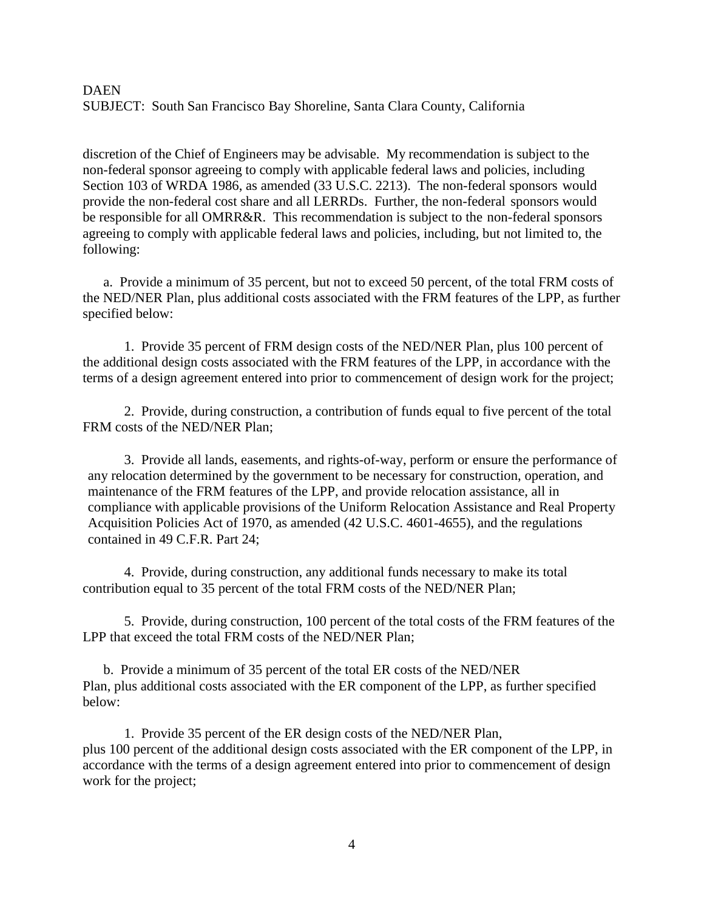discretion of the Chief of Engineers may be advisable. My recommendation is subject to the non-federal sponsor agreeing to comply with applicable federal laws and policies, including Section 103 of WRDA 1986, as amended (33 U.S.C. 2213). The non-federal sponsors would provide the non-federal cost share and all LERRDs. Further, the non-federal sponsors would be responsible for all OMRR&R. This recommendation is subject to the non-federal sponsors agreeing to comply with applicable federal laws and policies, including, but not limited to, the following:

a. Provide a minimum of 35 percent, but not to exceed 50 percent, of the total FRM costs of the NED/NER Plan, plus additional costs associated with the FRM features of the LPP, as further specified below:

1. Provide 35 percent of FRM design costs of the NED/NER Plan, plus 100 percent of the additional design costs associated with the FRM features of the LPP, in accordance with the terms of a design agreement entered into prior to commencement of design work for the project;

2. Provide, during construction, a contribution of funds equal to five percent of the total FRM costs of the NED/NER Plan;

3. Provide all lands, easements, and rights-of-way, perform or ensure the performance of any relocation determined by the government to be necessary for construction, operation, and maintenance of the FRM features of the LPP, and provide relocation assistance, all in compliance with applicable provisions of the Uniform Relocation Assistance and Real Property Acquisition Policies Act of 1970, as amended (42 U.S.C. 4601-4655), and the regulations contained in 49 C.F.R. Part 24;

4. Provide, during construction, any additional funds necessary to make its total contribution equal to 35 percent of the total FRM costs of the NED/NER Plan;

5. Provide, during construction, 100 percent of the total costs of the FRM features of the LPP that exceed the total FRM costs of the NED/NER Plan;

b. Provide a minimum of 35 percent of the total ER costs of the NED/NER Plan, plus additional costs associated with the ER component of the LPP, as further specified below:

1. Provide 35 percent of the ER design costs of the NED/NER Plan, plus 100 percent of the additional design costs associated with the ER component of the LPP, in accordance with the terms of a design agreement entered into prior to commencement of design work for the project;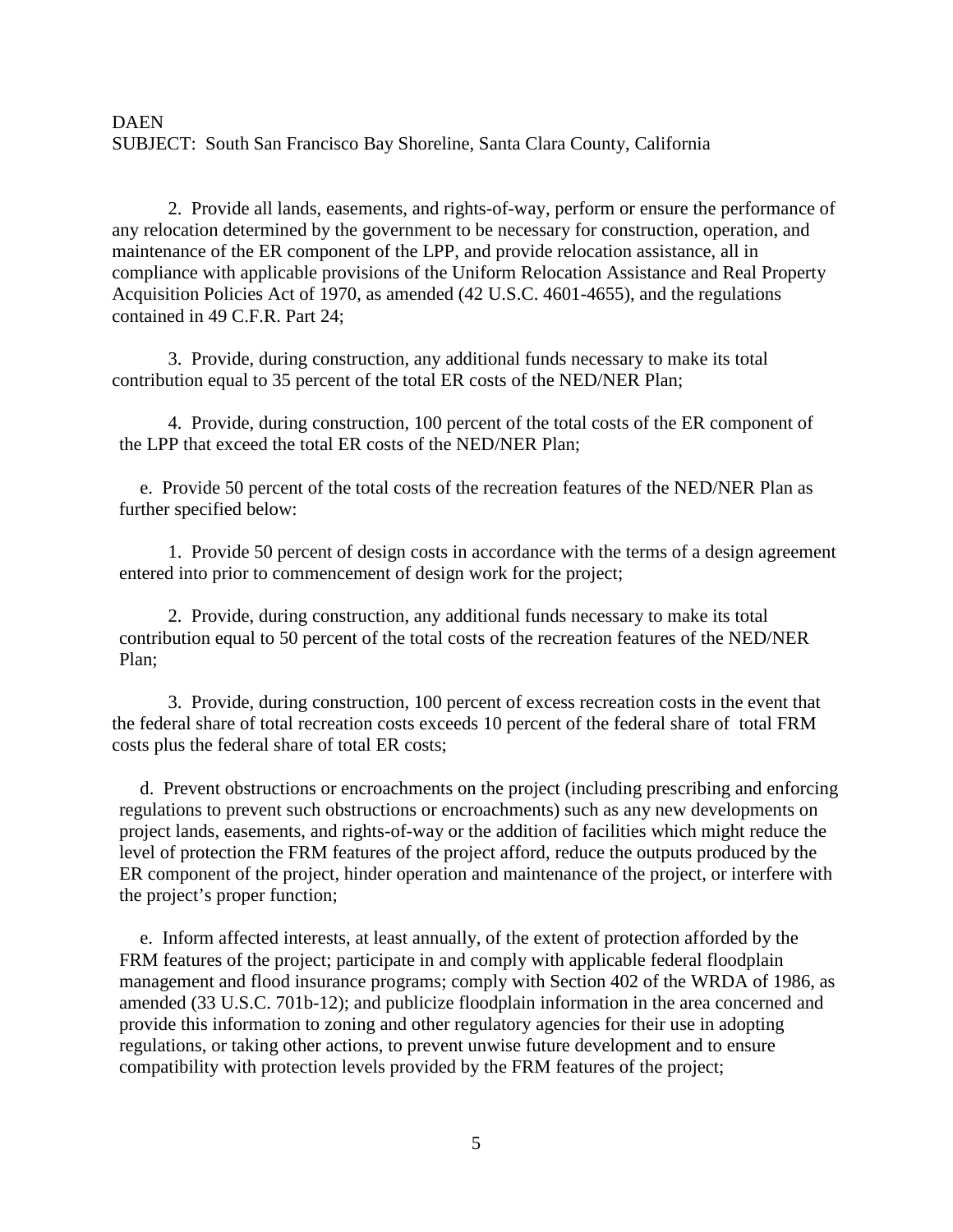2. Provide all lands, easements, and rights-of-way, perform or ensure the performance of any relocation determined by the government to be necessary for construction, operation, and maintenance of the ER component of the LPP, and provide relocation assistance, all in compliance with applicable provisions of the Uniform Relocation Assistance and Real Property Acquisition Policies Act of 1970, as amended (42 U.S.C. 4601-4655), and the regulations contained in 49 C.F.R. Part 24;

3. Provide, during construction, any additional funds necessary to make its total contribution equal to 35 percent of the total ER costs of the NED/NER Plan;

4. Provide, during construction, 100 percent of the total costs of the ER component of the LPP that exceed the total ER costs of the NED/NER Plan;

e. Provide 50 percent of the total costs of the recreation features of the NED/NER Plan as further specified below:

1. Provide 50 percent of design costs in accordance with the terms of a design agreement entered into prior to commencement of design work for the project;

2. Provide, during construction, any additional funds necessary to make its total contribution equal to 50 percent of the total costs of the recreation features of the NED/NER Plan;

3. Provide, during construction, 100 percent of excess recreation costs in the event that the federal share of total recreation costs exceeds 10 percent of the federal share of total FRM costs plus the federal share of total ER costs;

d. Prevent obstructions or encroachments on the project (including prescribing and enforcing regulations to prevent such obstructions or encroachments) such as any new developments on project lands, easements, and rights-of-way or the addition of facilities which might reduce the level of protection the FRM features of the project afford, reduce the outputs produced by the ER component of the project, hinder operation and maintenance of the project, or interfere with the project's proper function;

e. Inform affected interests, at least annually, of the extent of protection afforded by the FRM features of the project; participate in and comply with applicable federal floodplain management and flood insurance programs; comply with Section 402 of the WRDA of 1986, as amended (33 U.S.C. 701b-12); and publicize floodplain information in the area concerned and provide this information to zoning and other regulatory agencies for their use in adopting regulations, or taking other actions, to prevent unwise future development and to ensure compatibility with protection levels provided by the FRM features of the project;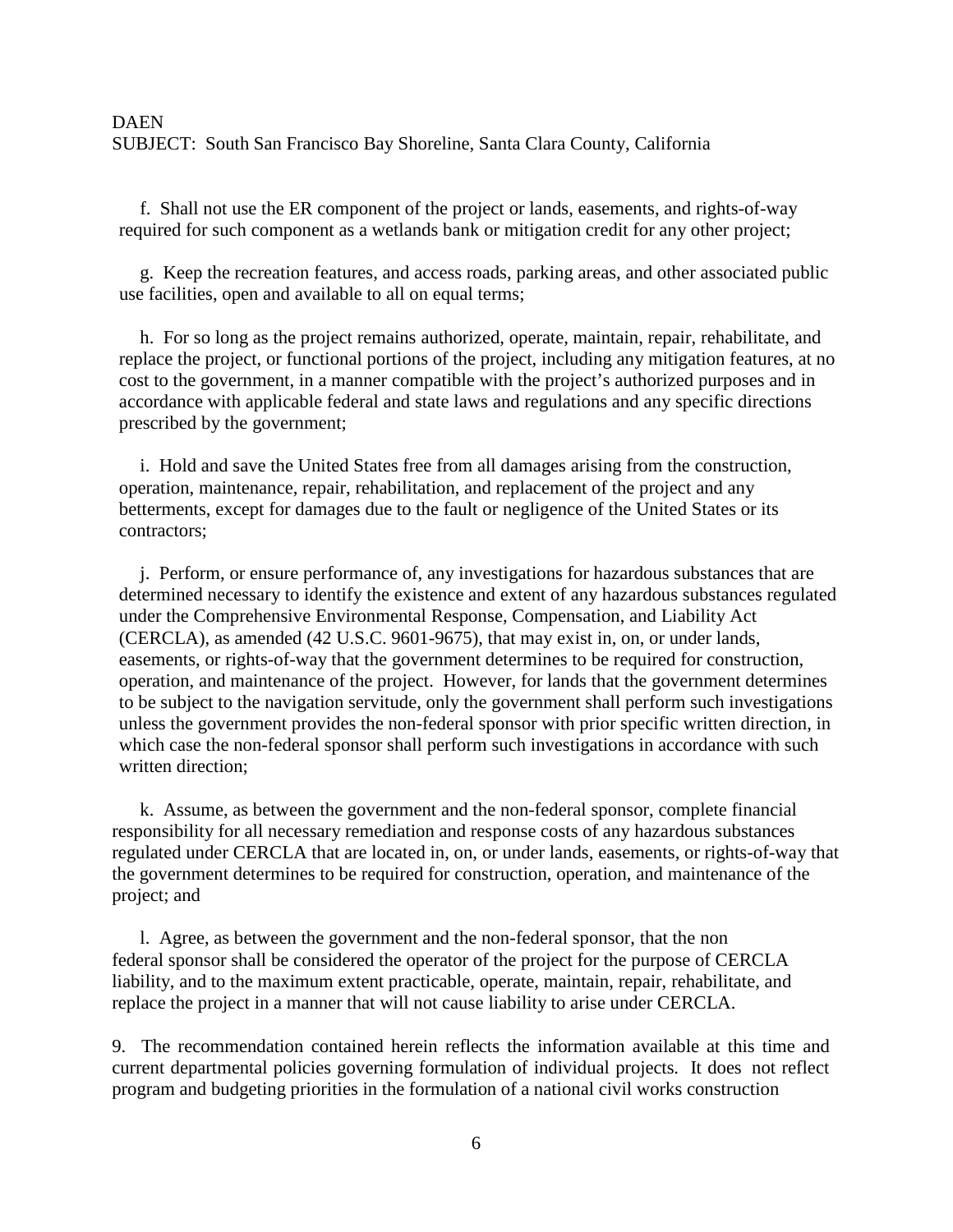DAEN
SUBJECT: South San Francisco Bay Shoreline, Santa Clara County, California

f. Shall not use the ER component of the project or lands, easements, and rights-of-way required for such component as a wetlands bank or mitigation credit for any other project;

g. Keep the recreation features, and access roads, parking areas, and other associated public use facilities, open and available to all on equal terms;

h. For so long as the project remains authorized, operate, maintain, repair, rehabilitate, and replace the project, or functional portions of the project, including any mitigation features, at no cost to the government, in a manner compatible with the project's authorized purposes and in accordance with applicable federal and state laws and regulations and any specific directions prescribed by the government;

i. Hold and save the United States free from all damages arising from the construction, operation, maintenance, repair, rehabilitation, and replacement of the project and any betterments, except for damages due to the fault or negligence of the United States or its contractors;

j. Perform, or ensure performance of, any investigations for hazardous substances that are determined necessary to identify the existence and extent of any hazardous substances regulated under the Comprehensive Environmental Response, Compensation, and Liability Act (CERCLA), as amended (42 U.S.C. 9601-9675), that may exist in, on, or under lands, easements, or rights-of-way that the government determines to be required for construction, operation, and maintenance of the project. However, for lands that the government determines to be subject to the navigation servitude, only the government shall perform such investigations unless the government provides the non-federal sponsor with prior specific written direction, in which case the non-federal sponsor shall perform such investigations in accordance with such written direction;

k. Assume, as between the government and the non-federal sponsor, complete financial responsibility for all necessary remediation and response costs of any hazardous substances regulated under CERCLA that are located in, on, or under lands, easements, or rights-of-way that the government determines to be required for construction, operation, and maintenance of the project; and

l. Agree, as between the government and the non-federal sponsor, that the non federal sponsor shall be considered the operator of the project for the purpose of CERCLA liability, and to the maximum extent practicable, operate, maintain, repair, rehabilitate, and replace the project in a manner that will not cause liability to arise under CERCLA.

9. The recommendation contained herein reflects the information available at this time and current departmental policies governing formulation of individual projects. It does not reflect program and budgeting priorities in the formulation of a national civil works construction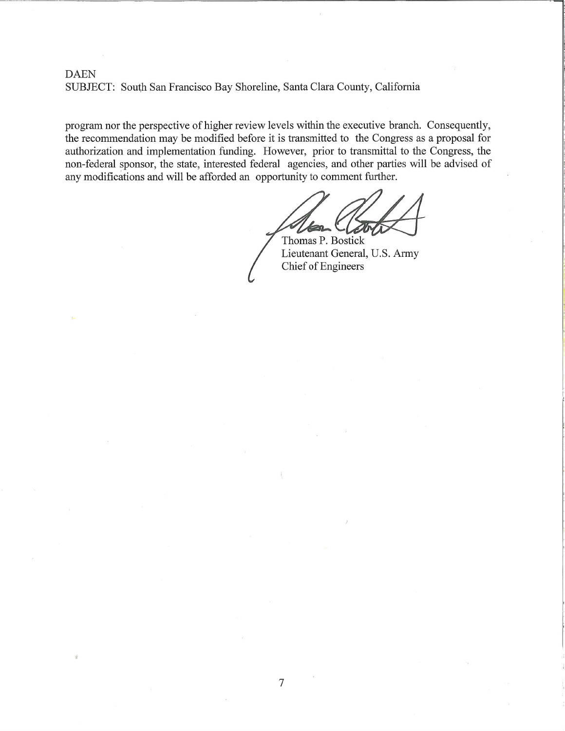DAEN
SUBJECT: South San Francisco Bay Shoreline, Santa Clara County, California

program nor the perspective of higher review levels within the executive branch. Consequently, the recommendation may be modified before it is transmitted to the Congress as a proposal for authorization and implementation funding. However, prior to transmittal to the Congress, the non-federal sponsor, the state, interested federal agencies, and other parties will be advised of any modifications and will be afforded an opportunity to comment further.

Thomas P. Bostick
Lieutenant General, U.S. Army
Chief of Engineers